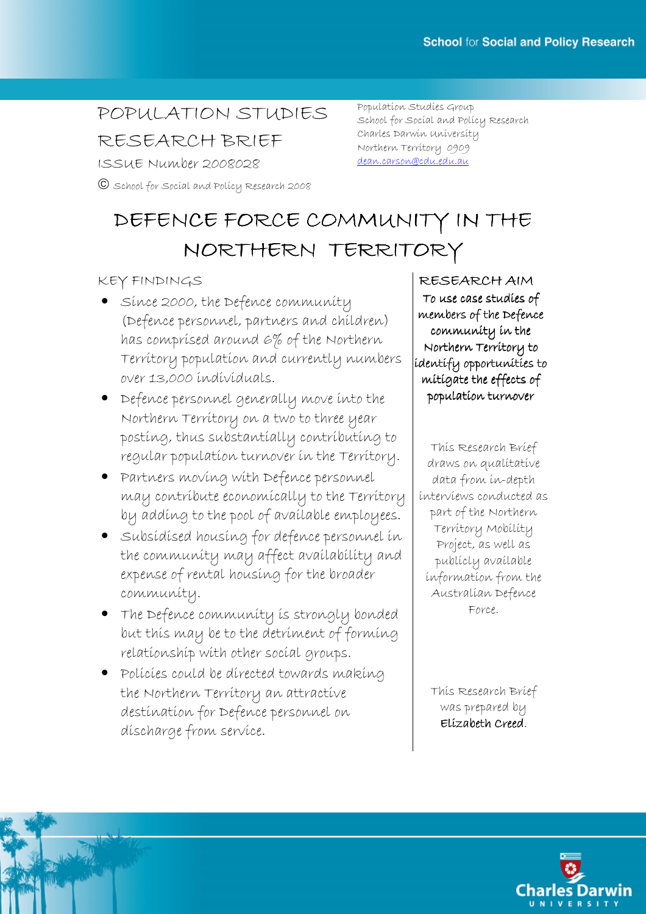School for Social and Policy Research

# POPULATION STUDIES RESEARCH BRIEF

ISSUE Number 2008028

© School for Social and Policy Research 2008

Population Studies Group
School for Social and Policy Research
Charles Darwin University
Northern Territory 0909
dean.carson@cdu.edu.au

# DEFENCE FORCE COMMUNITY IN THE NORTHERN TERRITORY

## KEY FINDINGS

- Since 2000, the Defence community (Defence personnel, partners and children) has comprised around 6% of the Northern Territory population and currently numbers over 13,000 individuals.
- Defence personnel generally move into the Northern Territory on a two to three year posting, thus substantially contributing to regular population turnover in the Territory.
- Partners moving with Defence personnel may contribute economically to the Territory by adding to the pool of available employees.
- Subsidised housing for defence personnel in the community may affect availability and expense of rental housing for the broader community.
- The Defence community is strongly bonded but this may be to the detriment of forming relationship with other social groups.
- Policies could be directed towards making the Northern Territory an attractive destination for Defence personnel on discharge from service.

## RESEARCH AIM

**To use case studies of members of the Defence community in the Northern Territory to identify opportunities to mitigate the effects of population turnover**

This Research Brief draws on qualitative data from in-depth interviews conducted as part of the Northern Territory Mobility Project, as well as publicly available information from the Australian Defence Force.

This Research Brief was prepared by **Elizabeth Creed**.

Charles Darwin University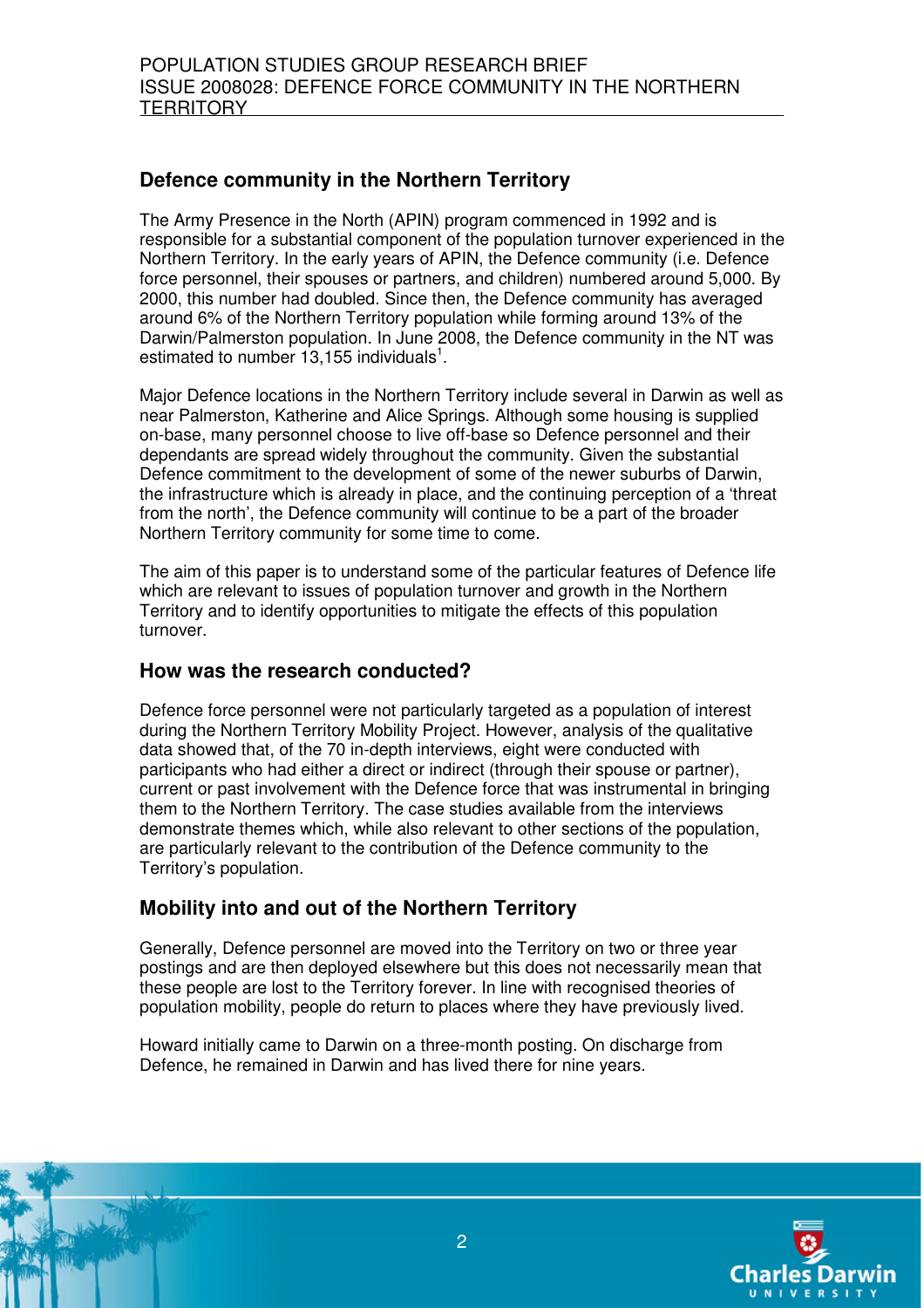## Defence community in the Northern Territory

The Army Presence in the North (APIN) program commenced in 1992 and is responsible for a substantial component of the population turnover experienced in the Northern Territory. In the early years of APIN, the Defence community (i.e. Defence force personnel, their spouses or partners, and children) numbered around 5,000. By 2000, this number had doubled. Since then, the Defence community has averaged around 6% of the Northern Territory population while forming around 13% of the Darwin/Palmerston population. In June 2008, the Defence community in the NT was estimated to number 13,155 individuals[1].

Major Defence locations in the Northern Territory include several in Darwin as well as near Palmerston, Katherine and Alice Springs. Although some housing is supplied on-base, many personnel choose to live off-base so Defence personnel and their dependants are spread widely throughout the community. Given the substantial Defence commitment to the development of some of the newer suburbs of Darwin, the infrastructure which is already in place, and the continuing perception of a 'threat from the north', the Defence community will continue to be a part of the broader Northern Territory community for some time to come.

The aim of this paper is to understand some of the particular features of Defence life which are relevant to issues of population turnover and growth in the Northern Territory and to identify opportunities to mitigate the effects of this population turnover.

## How was the research conducted?

Defence force personnel were not particularly targeted as a population of interest during the Northern Territory Mobility Project. However, analysis of the qualitative data showed that, of the 70 in-depth interviews, eight were conducted with participants who had either a direct or indirect (through their spouse or partner), current or past involvement with the Defence force that was instrumental in bringing them to the Northern Territory. The case studies available from the interviews demonstrate themes which, while also relevant to other sections of the population, are particularly relevant to the contribution of the Defence community to the Territory's population.

## Mobility into and out of the Northern Territory

Generally, Defence personnel are moved into the Territory on two or three year postings and are then deployed elsewhere but this does not necessarily mean that these people are lost to the Territory forever. In line with recognised theories of population mobility, people do return to places where they have previously lived.

Howard initially came to Darwin on a three-month posting. On discharge from Defence, he remained in Darwin and has lived there for nine years.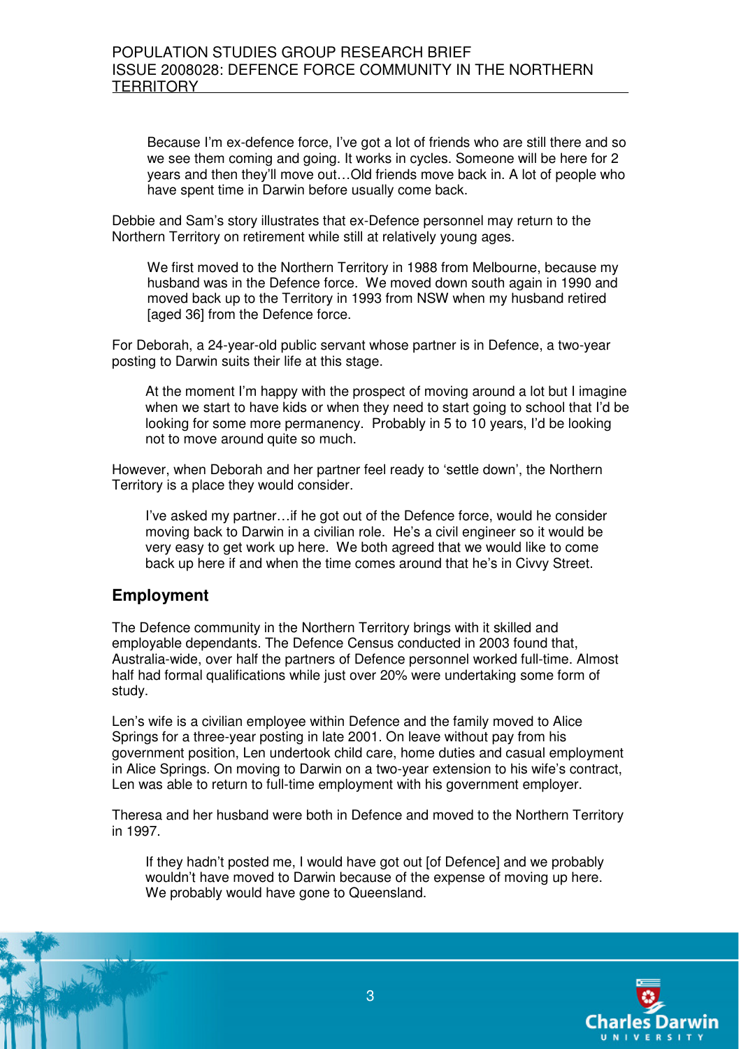> Because I'm ex-defence force, I've got a lot of friends who are still there and so we see them coming and going. It works in cycles. Someone will be here for 2 years and then they'll move out…Old friends move back in. A lot of people who have spent time in Darwin before usually come back.

Debbie and Sam's story illustrates that ex-Defence personnel may return to the Northern Territory on retirement while still at relatively young ages.

> We first moved to the Northern Territory in 1988 from Melbourne, because my husband was in the Defence force. We moved down south again in 1990 and moved back up to the Territory in 1993 from NSW when my husband retired [aged 36] from the Defence force.

For Deborah, a 24-year-old public servant whose partner is in Defence, a two-year posting to Darwin suits their life at this stage.

> At the moment I'm happy with the prospect of moving around a lot but I imagine when we start to have kids or when they need to start going to school that I'd be looking for some more permanency. Probably in 5 to 10 years, I'd be looking not to move around quite so much.

However, when Deborah and her partner feel ready to 'settle down', the Northern Territory is a place they would consider.

> I've asked my partner…if he got out of the Defence force, would he consider moving back to Darwin in a civilian role. He's a civil engineer so it would be very easy to get work up here. We both agreed that we would like to come back up here if and when the time comes around that he's in Civvy Street.

## Employment

The Defence community in the Northern Territory brings with it skilled and employable dependants. The Defence Census conducted in 2003 found that, Australia-wide, over half the partners of Defence personnel worked full-time. Almost half had formal qualifications while just over 20% were undertaking some form of study.

Len's wife is a civilian employee within Defence and the family moved to Alice Springs for a three-year posting in late 2001. On leave without pay from his government position, Len undertook child care, home duties and casual employment in Alice Springs. On moving to Darwin on a two-year extension to his wife's contract, Len was able to return to full-time employment with his government employer.

Theresa and her husband were both in Defence and moved to the Northern Territory in 1997.

> If they hadn't posted me, I would have got out [of Defence] and we probably wouldn't have moved to Darwin because of the expense of moving up here. We probably would have gone to Queensland.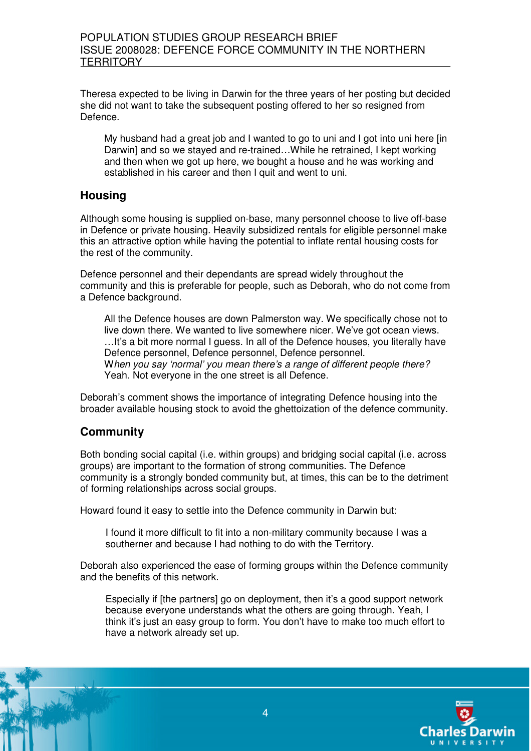Theresa expected to be living in Darwin for the three years of her posting but decided she did not want to take the subsequent posting offered to her so resigned from Defence.

> My husband had a great job and I wanted to go to uni and I got into uni here [in Darwin] and so we stayed and re-trained…While he retrained, I kept working and then when we got up here, we bought a house and he was working and established in his career and then I quit and went to uni.

## Housing

Although some housing is supplied on-base, many personnel choose to live off-base in Defence or private housing. Heavily subsidized rentals for eligible personnel make this an attractive option while having the potential to inflate rental housing costs for the rest of the community.

Defence personnel and their dependants are spread widely throughout the community and this is preferable for people, such as Deborah, who do not come from a Defence background.

> All the Defence houses are down Palmerston way. We specifically chose not to live down there. We wanted to live somewhere nicer. We've got ocean views. …It's a bit more normal I guess. In all of the Defence houses, you literally have Defence personnel, Defence personnel, Defence personnel.
> *When you say 'normal' you mean there's a range of different people there?*
> Yeah. Not everyone in the one street is all Defence.

Deborah's comment shows the importance of integrating Defence housing into the broader available housing stock to avoid the ghettoization of the defence community.

## Community

Both bonding social capital (i.e. within groups) and bridging social capital (i.e. across groups) are important to the formation of strong communities. The Defence community is a strongly bonded community but, at times, this can be to the detriment of forming relationships across social groups.

Howard found it easy to settle into the Defence community in Darwin but:

> I found it more difficult to fit into a non-military community because I was a southerner and because I had nothing to do with the Territory.

Deborah also experienced the ease of forming groups within the Defence community and the benefits of this network.

> Especially if [the partners] go on deployment, then it's a good support network because everyone understands what the others are going through. Yeah, I think it's just an easy group to form. You don't have to make too much effort to have a network already set up.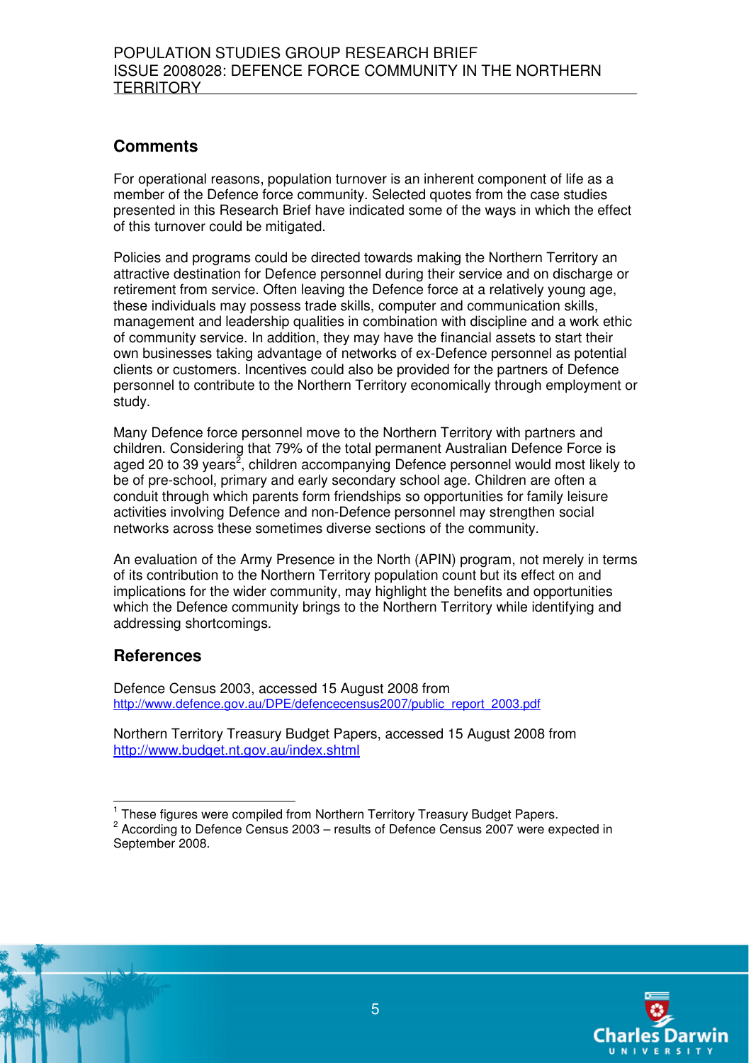## Comments

For operational reasons, population turnover is an inherent component of life as a member of the Defence force community. Selected quotes from the case studies presented in this Research Brief have indicated some of the ways in which the effect of this turnover could be mitigated.

Policies and programs could be directed towards making the Northern Territory an attractive destination for Defence personnel during their service and on discharge or retirement from service. Often leaving the Defence force at a relatively young age, these individuals may possess trade skills, computer and communication skills, management and leadership qualities in combination with discipline and a work ethic of community service. In addition, they may have the financial assets to start their own businesses taking advantage of networks of ex-Defence personnel as potential clients or customers. Incentives could also be provided for the partners of Defence personnel to contribute to the Northern Territory economically through employment or study.

Many Defence force personnel move to the Northern Territory with partners and children. Considering that 79% of the total permanent Australian Defence Force is aged 20 to 39 years[2], children accompanying Defence personnel would most likely to be of pre-school, primary and early secondary school age. Children are often a conduit through which parents form friendships so opportunities for family leisure activities involving Defence and non-Defence personnel may strengthen social networks across these sometimes diverse sections of the community.

An evaluation of the Army Presence in the North (APIN) program, not merely in terms of its contribution to the Northern Territory population count but its effect on and implications for the wider community, may highlight the benefits and opportunities which the Defence community brings to the Northern Territory while identifying and addressing shortcomings.

## References

Defence Census 2003, accessed 15 August 2008 from http://www.defence.gov.au/DPE/defencecensus2007/public_report_2003.pdf

Northern Territory Treasury Budget Papers, accessed 15 August 2008 from http://www.budget.nt.gov.au/index.shtml

---

[1] These figures were compiled from Northern Territory Treasury Budget Papers.

[2] According to Defence Census 2003 – results of Defence Census 2007 were expected in September 2008.